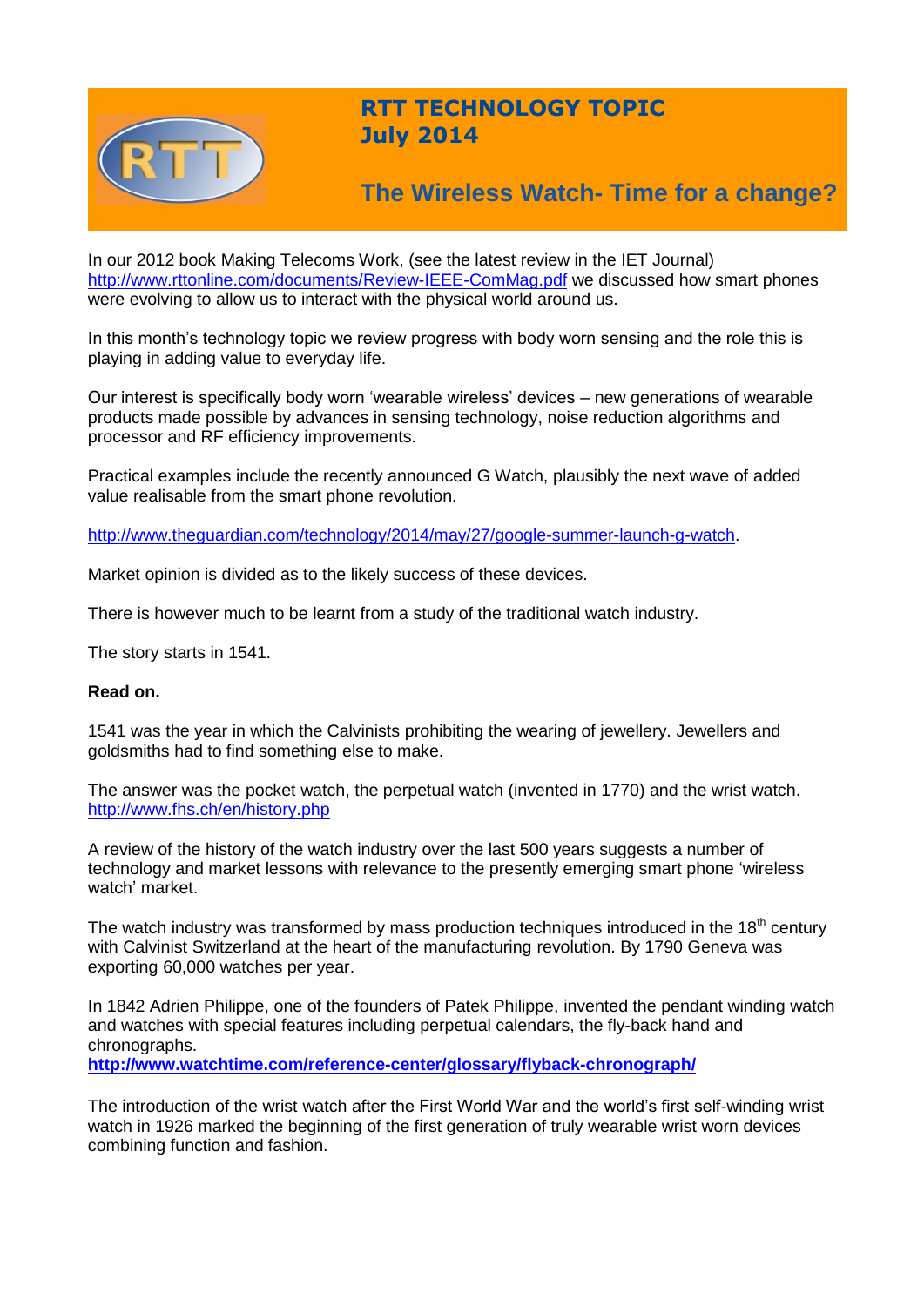# RTT TECHNOLOGY TOPIC
## July 2014

## The Wireless Watch- Time for a change?

In our 2012 book Making Telecoms Work, (see the latest review in the IET Journal) http://www.rttonline.com/documents/Review-IEEE-ComMag.pdf we discussed how smart phones were evolving to allow us to interact with the physical world around us.

In this month's technology topic we review progress with body worn sensing and the role this is playing in adding value to everyday life.

Our interest is specifically body worn 'wearable wireless' devices – new generations of wearable products made possible by advances in sensing technology, noise reduction algorithms and processor and RF efficiency improvements.

Practical examples include the recently announced G Watch, plausibly the next wave of added value realisable from the smart phone revolution.

http://www.theguardian.com/technology/2014/may/27/google-summer-launch-g-watch.

Market opinion is divided as to the likely success of these devices.

There is however much to be learnt from a study of the traditional watch industry.

The story starts in 1541.

**Read on.**

1541 was the year in which the Calvinists prohibiting the wearing of jewellery. Jewellers and goldsmiths had to find something else to make.

The answer was the pocket watch, the perpetual watch (invented in 1770) and the wrist watch. http://www.fhs.ch/en/history.php

A review of the history of the watch industry over the last 500 years suggests a number of technology and market lessons with relevance to the presently emerging smart phone 'wireless watch' market.

The watch industry was transformed by mass production techniques introduced in the 18th century with Calvinist Switzerland at the heart of the manufacturing revolution. By 1790 Geneva was exporting 60,000 watches per year.

In 1842 Adrien Philippe, one of the founders of Patek Philippe, invented the pendant winding watch and watches with special features including perpetual calendars, the fly-back hand and chronographs.
**http://www.watchtime.com/reference-center/glossary/flyback-chronograph/**

The introduction of the wrist watch after the First World War and the world's first self-winding wrist watch in 1926 marked the beginning of the first generation of truly wearable wrist worn devices combining function and fashion.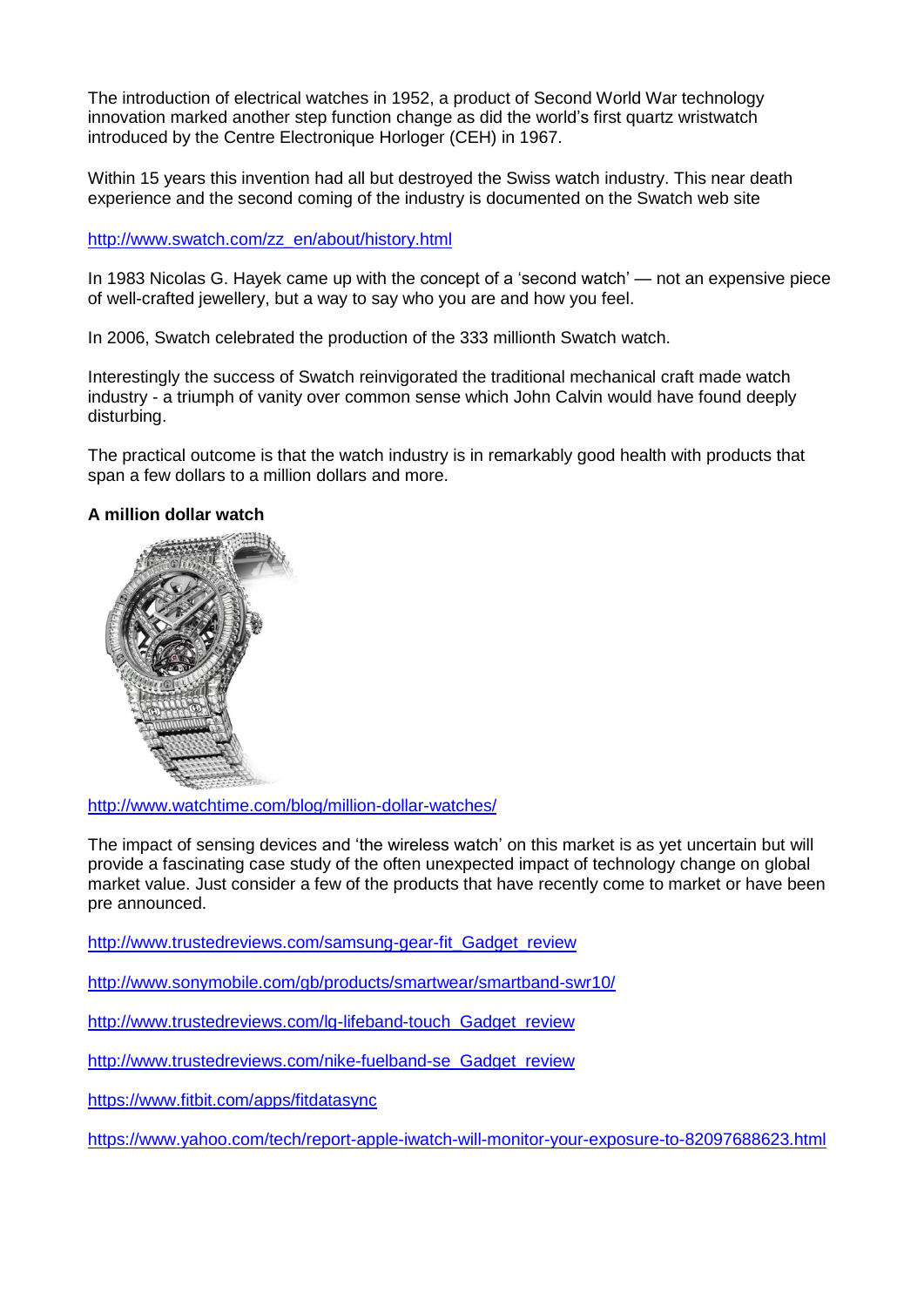The introduction of electrical watches in 1952, a product of Second World War technology innovation marked another step function change as did the world's first quartz wristwatch introduced by the Centre Electronique Horloger (CEH) in 1967.

Within 15 years this invention had all but destroyed the Swiss watch industry. This near death experience and the second coming of the industry is documented on the Swatch web site

http://www.swatch.com/zz_en/about/history.html

In 1983 Nicolas G. Hayek came up with the concept of a 'second watch' — not an expensive piece of well-crafted jewellery, but a way to say who you are and how you feel.

In 2006, Swatch celebrated the production of the 333 millionth Swatch watch.

Interestingly the success of Swatch reinvigorated the traditional mechanical craft made watch industry - a triumph of vanity over common sense which John Calvin would have found deeply disturbing.

The practical outcome is that the watch industry is in remarkably good health with products that span a few dollars to a million dollars and more.

**A million dollar watch**

http://www.watchtime.com/blog/million-dollar-watches/

The impact of sensing devices and 'the wireless watch' on this market is as yet uncertain but will provide a fascinating case study of the often unexpected impact of technology change on global market value. Just consider a few of the products that have recently come to market or have been pre announced.

http://www.trustedreviews.com/samsung-gear-fit_Gadget_review

http://www.sonymobile.com/gb/products/smartwear/smartband-swr10/

http://www.trustedreviews.com/lg-lifeband-touch_Gadget_review

http://www.trustedreviews.com/nike-fuelband-se_Gadget_review

https://www.fitbit.com/apps/fitdatasync

https://www.yahoo.com/tech/report-apple-iwatch-will-monitor-your-exposure-to-82097688623.html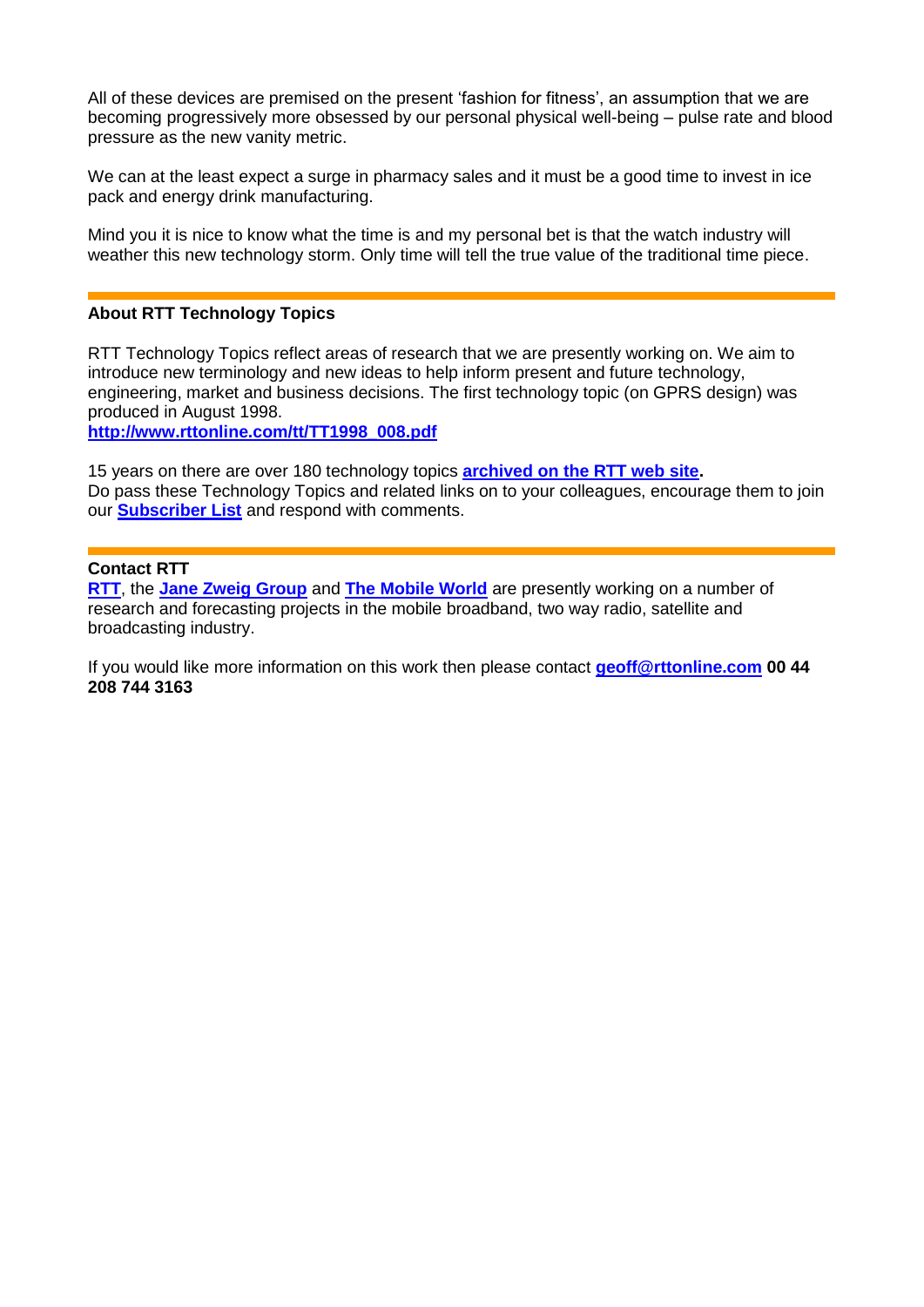All of these devices are premised on the present 'fashion for fitness', an assumption that we are becoming progressively more obsessed by our personal physical well-being – pulse rate and blood pressure as the new vanity metric.

We can at the least expect a surge in pharmacy sales and it must be a good time to invest in ice pack and energy drink manufacturing.

Mind you it is nice to know what the time is and my personal bet is that the watch industry will weather this new technology storm. Only time will tell the true value of the traditional time piece.

---

**About RTT Technology Topics**

RTT Technology Topics reflect areas of research that we are presently working on. We aim to introduce new terminology and new ideas to help inform present and future technology, engineering, market and business decisions. The first technology topic (on GPRS design) was produced in August 1998.
**http://www.rttonline.com/tt/TT1998_008.pdf**

15 years on there are over 180 technology topics **archived on the RTT web site.**
Do pass these Technology Topics and related links on to your colleagues, encourage them to join our **Subscriber List** and respond with comments.

---

**Contact RTT**
**RTT**, the **Jane Zweig Group** and **The Mobile World** are presently working on a number of research and forecasting projects in the mobile broadband, two way radio, satellite and broadcasting industry.

If you would like more information on this work then please contact **geoff@rttonline.com** **00 44 208 744 3163**